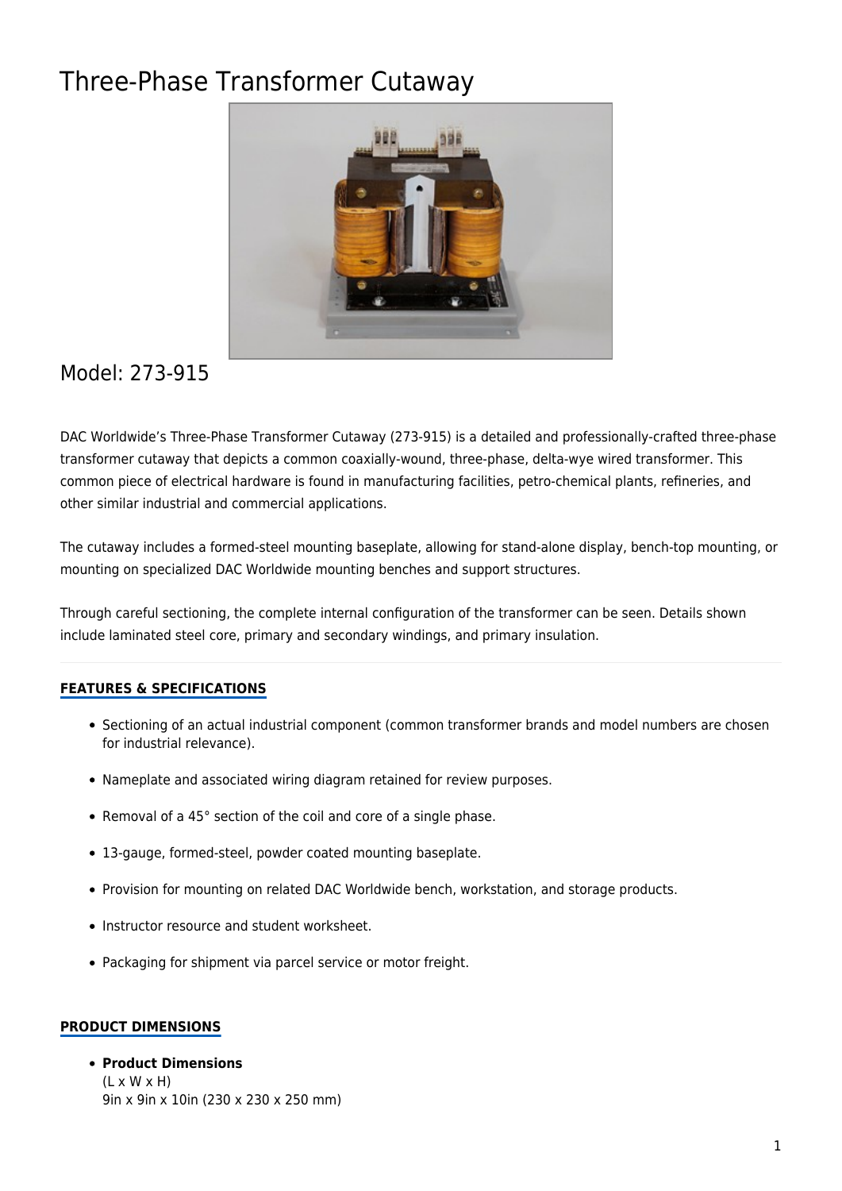# Three-Phase Transformer Cutaway

## Model: 273-915

DAC Worldwide's Three-Phase Transformer Cutaway (273-915) is a detailed and professionally-crafted three-phase transformer cutaway that depicts a common coaxially-wound, three-phase, delta-wye wired transformer. This common piece of electrical hardware is found in manufacturing facilities, petro-chemical plants, refineries, and other similar industrial and commercial applications.

The cutaway includes a formed-steel mounting baseplate, allowing for stand-alone display, bench-top mounting, or mounting on specialized DAC Worldwide mounting benches and support structures.

Through careful sectioning, the complete internal configuration of the transformer can be seen. Details shown include laminated steel core, primary and secondary windings, and primary insulation.

### FEATURES & SPECIFICATIONS

- Sectioning of an actual industrial component (common transformer brands and model numbers are chosen for industrial relevance).
- Nameplate and associated wiring diagram retained for review purposes.
- Removal of a 45° section of the coil and core of a single phase.
- 13-gauge, formed-steel, powder coated mounting baseplate.
- Provision for mounting on related DAC Worldwide bench, workstation, and storage products.
- Instructor resource and student worksheet.
- Packaging for shipment via parcel service or motor freight.

### PRODUCT DIMENSIONS

- **Product Dimensions**
  (L x W x H)
  9in x 9in x 10in (230 x 230 x 250 mm)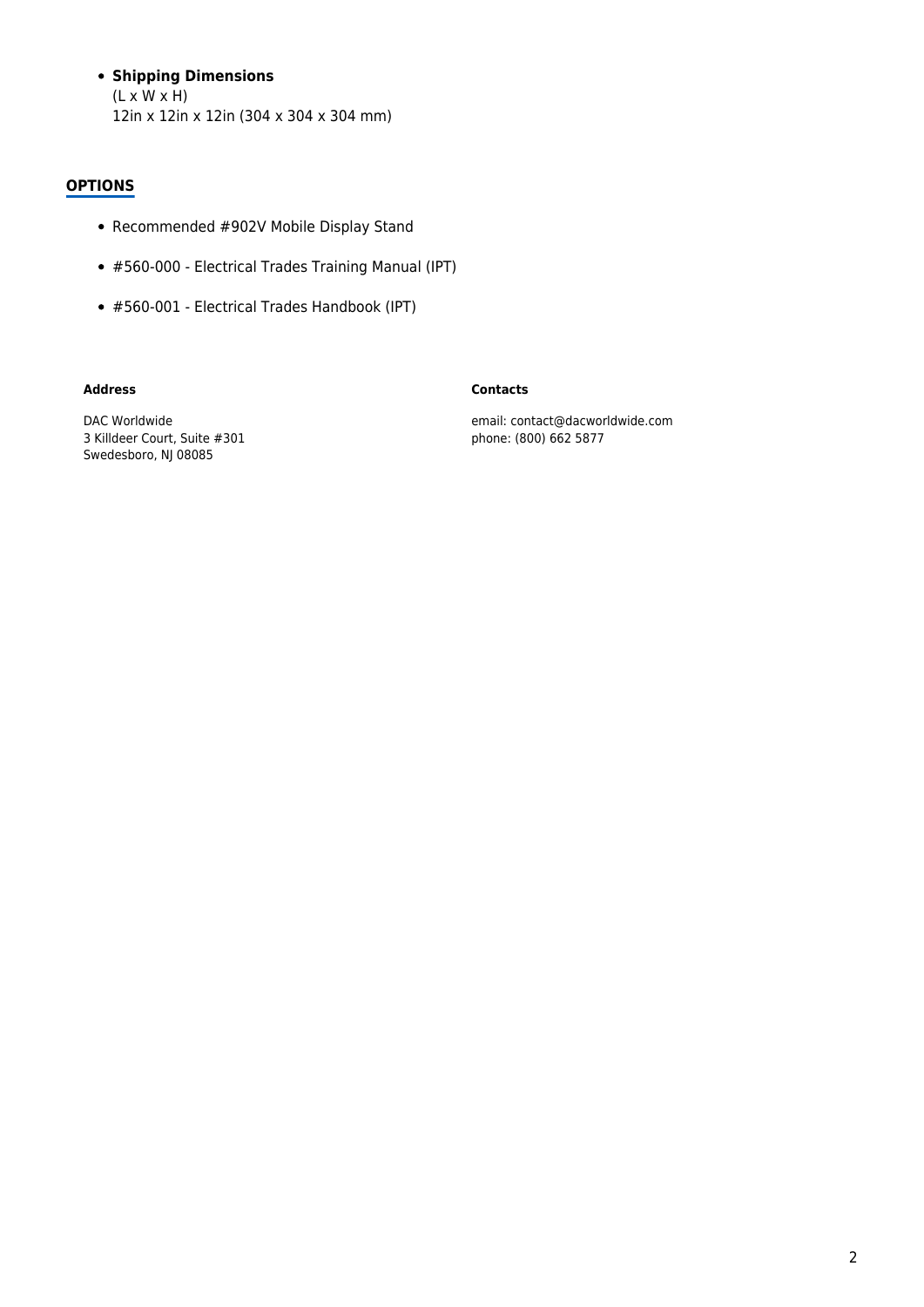- **Shipping Dimensions**
  (L x W x H)
  12in x 12in x 12in (304 x 304 x 304 mm)

## OPTIONS

- Recommended #902V Mobile Display Stand
- #560-000 - Electrical Trades Training Manual (IPT)
- #560-001 - Electrical Trades Handbook (IPT)

**Address**

DAC Worldwide
3 Killdeer Court, Suite #301
Swedesboro, NJ 08085

**Contacts**

email: contact@dacworldwide.com
phone: (800) 662 5877